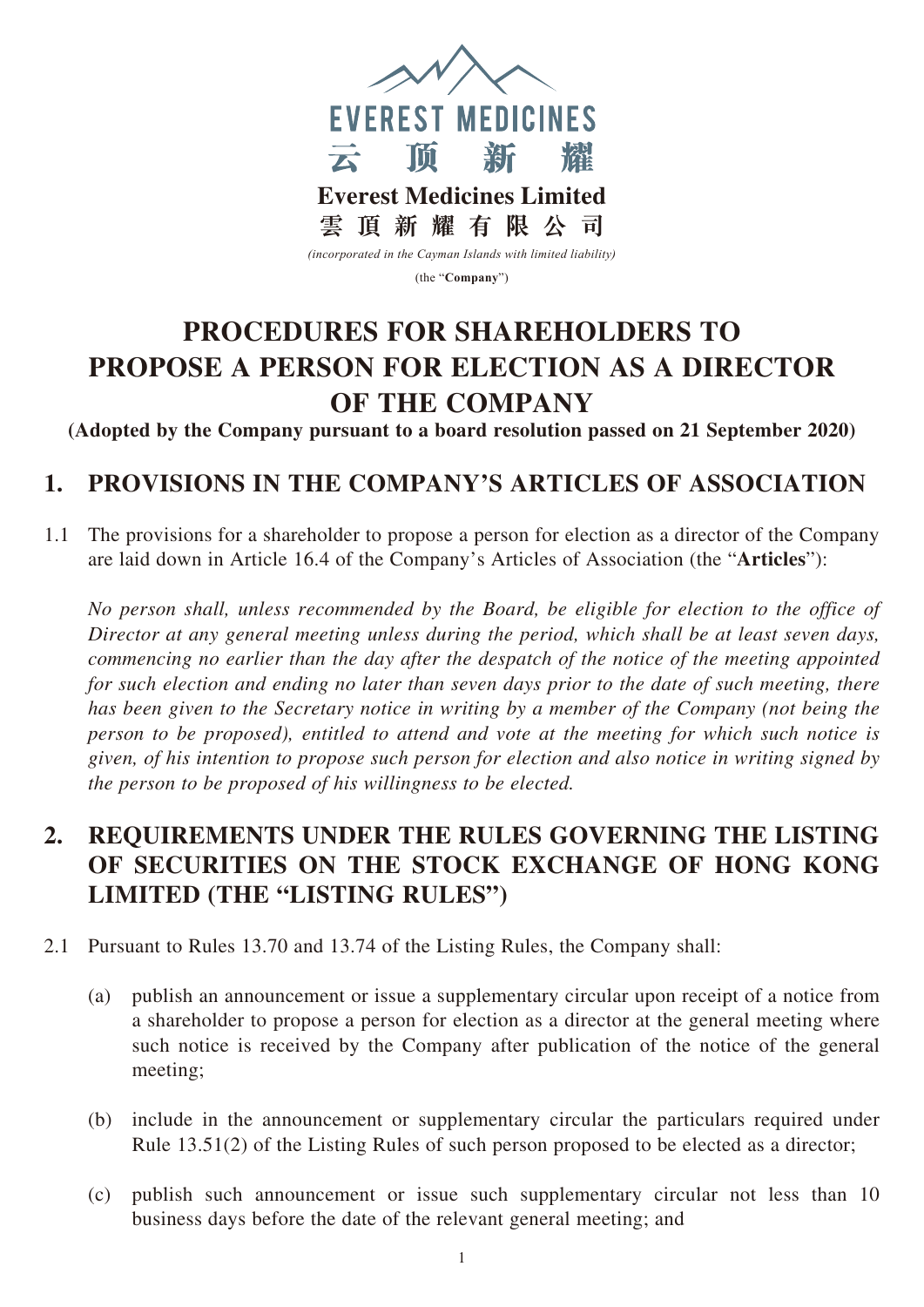EVEREST MEDICINES

云 顶 新 耀

**Everest Medicines Limited**

**雲 頂 新 耀 有 限 公 司**

*(incorporated in the Cayman Islands with limited liability)*

(the "**Company**")

# PROCEDURES FOR SHAREHOLDERS TO PROPOSE A PERSON FOR ELECTION AS A DIRECTOR OF THE COMPANY

**(Adopted by the Company pursuant to a board resolution passed on 21 September 2020)**

## 1. PROVISIONS IN THE COMPANY'S ARTICLES OF ASSOCIATION

1.1 The provisions for a shareholder to propose a person for election as a director of the Company are laid down in Article 16.4 of the Company's Articles of Association (the "**Articles**"):

*No person shall, unless recommended by the Board, be eligible for election to the office of Director at any general meeting unless during the period, which shall be at least seven days, commencing no earlier than the day after the despatch of the notice of the meeting appointed for such election and ending no later than seven days prior to the date of such meeting, there has been given to the Secretary notice in writing by a member of the Company (not being the person to be proposed), entitled to attend and vote at the meeting for which such notice is given, of his intention to propose such person for election and also notice in writing signed by the person to be proposed of his willingness to be elected.*

## 2. REQUIREMENTS UNDER THE RULES GOVERNING THE LISTING OF SECURITIES ON THE STOCK EXCHANGE OF HONG KONG LIMITED (THE "LISTING RULES")

2.1 Pursuant to Rules 13.70 and 13.74 of the Listing Rules, the Company shall:

(a) publish an announcement or issue a supplementary circular upon receipt of a notice from a shareholder to propose a person for election as a director at the general meeting where such notice is received by the Company after publication of the notice of the general meeting;

(b) include in the announcement or supplementary circular the particulars required under Rule 13.51(2) of the Listing Rules of such person proposed to be elected as a director;

(c) publish such announcement or issue such supplementary circular not less than 10 business days before the date of the relevant general meeting; and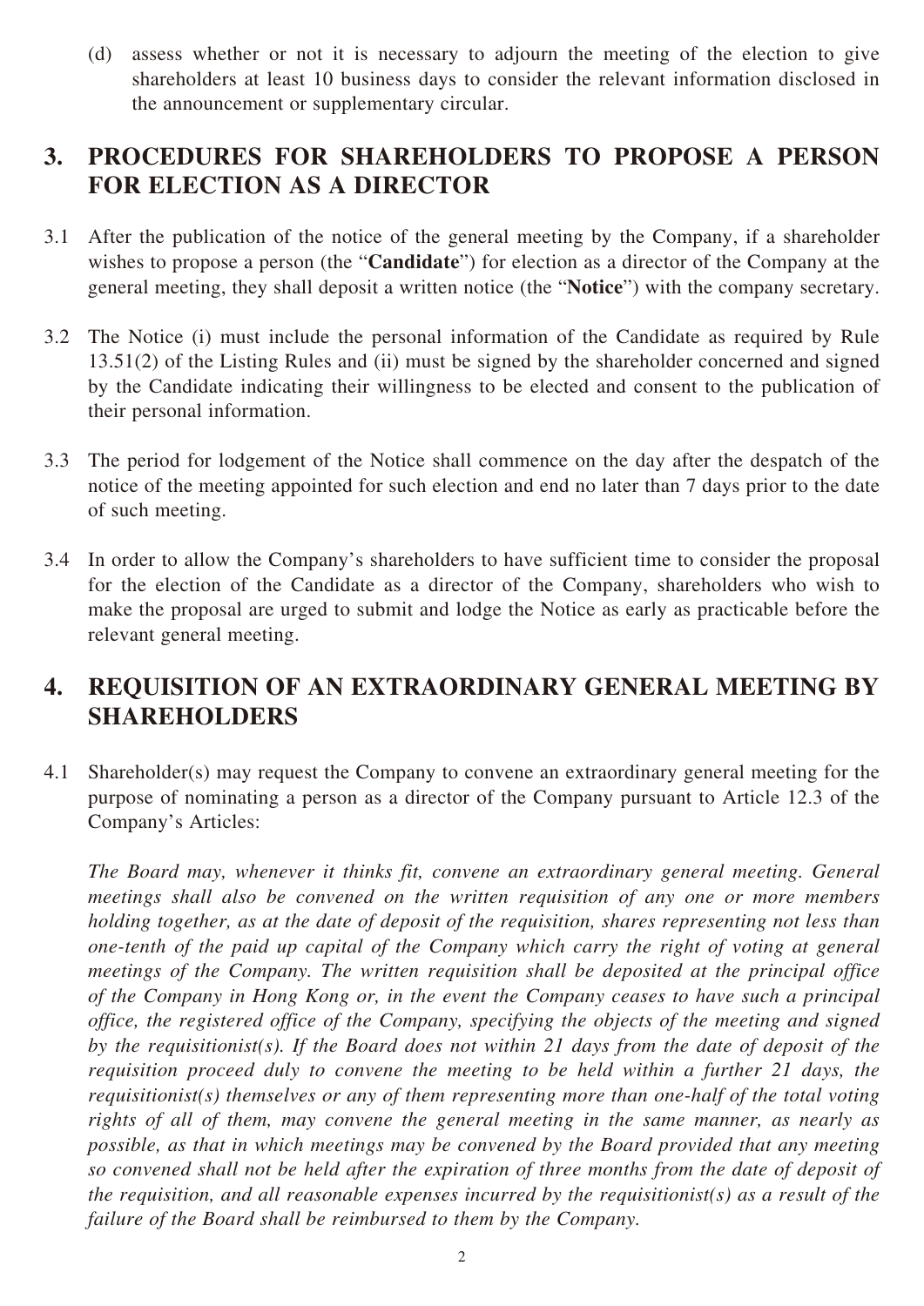(d) assess whether or not it is necessary to adjourn the meeting of the election to give shareholders at least 10 business days to consider the relevant information disclosed in the announcement or supplementary circular.

## 3. PROCEDURES FOR SHAREHOLDERS TO PROPOSE A PERSON FOR ELECTION AS A DIRECTOR

3.1 After the publication of the notice of the general meeting by the Company, if a shareholder wishes to propose a person (the "**Candidate**") for election as a director of the Company at the general meeting, they shall deposit a written notice (the "**Notice**") with the company secretary.

3.2 The Notice (i) must include the personal information of the Candidate as required by Rule 13.51(2) of the Listing Rules and (ii) must be signed by the shareholder concerned and signed by the Candidate indicating their willingness to be elected and consent to the publication of their personal information.

3.3 The period for lodgement of the Notice shall commence on the day after the despatch of the notice of the meeting appointed for such election and end no later than 7 days prior to the date of such meeting.

3.4 In order to allow the Company's shareholders to have sufficient time to consider the proposal for the election of the Candidate as a director of the Company, shareholders who wish to make the proposal are urged to submit and lodge the Notice as early as practicable before the relevant general meeting.

## 4. REQUISITION OF AN EXTRAORDINARY GENERAL MEETING BY SHAREHOLDERS

4.1 Shareholder(s) may request the Company to convene an extraordinary general meeting for the purpose of nominating a person as a director of the Company pursuant to Article 12.3 of the Company's Articles:

*The Board may, whenever it thinks fit, convene an extraordinary general meeting. General meetings shall also be convened on the written requisition of any one or more members holding together, as at the date of deposit of the requisition, shares representing not less than one-tenth of the paid up capital of the Company which carry the right of voting at general meetings of the Company. The written requisition shall be deposited at the principal office of the Company in Hong Kong or, in the event the Company ceases to have such a principal office, the registered office of the Company, specifying the objects of the meeting and signed by the requisitionist(s). If the Board does not within 21 days from the date of deposit of the requisition proceed duly to convene the meeting to be held within a further 21 days, the requisitionist(s) themselves or any of them representing more than one-half of the total voting rights of all of them, may convene the general meeting in the same manner, as nearly as possible, as that in which meetings may be convened by the Board provided that any meeting so convened shall not be held after the expiration of three months from the date of deposit of the requisition, and all reasonable expenses incurred by the requisitionist(s) as a result of the failure of the Board shall be reimbursed to them by the Company.*